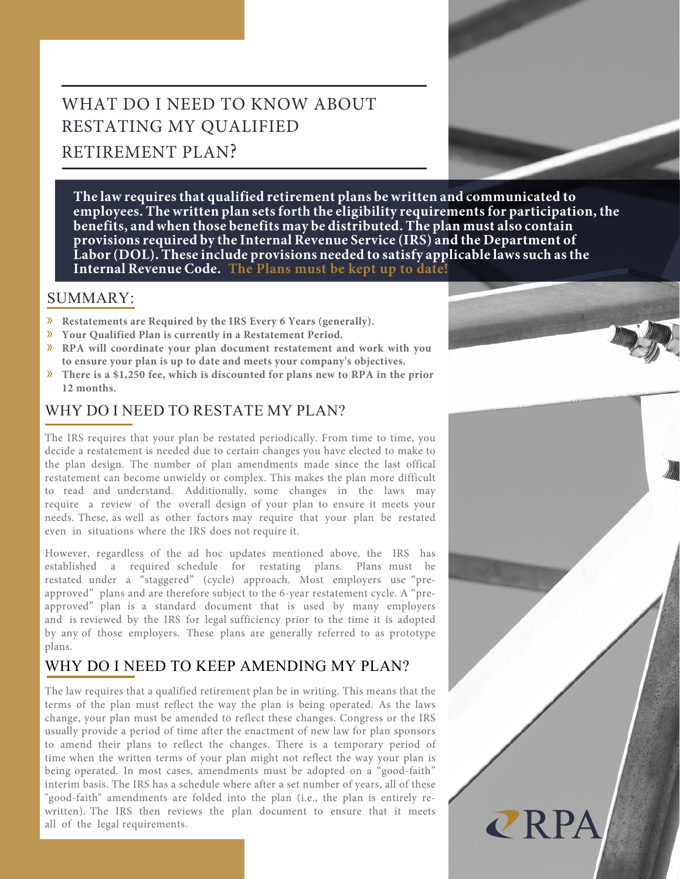# WHAT DO I NEED TO KNOW ABOUT RESTATING MY QUALIFIED RETIREMENT PLAN?

**The law requires that qualified retirement plans be written and communicated to employees. The written plan sets forth the eligibility requirements for participation, the benefits, and when those benefits may be distributed. The plan must also contain provisions required by the Internal Revenue Service (IRS) and the Department of Labor (DOL). These include provisions needed to satisfy applicable laws such as the Internal Revenue Code. The Plans must be kept up to date!**

## SUMMARY:

- **Restatements are Required by the IRS Every 6 Years (generally).**
- **Your Qualified Plan is currently in a Restatement Period.**
- **RPA will coordinate your plan document restatement and work with you to ensure your plan is up to date and meets your company's objectives.**
- **There is a $1,250 fee, which is discounted for plans new to RPA in the prior 12 months.**

## WHY DO I NEED TO RESTATE MY PLAN?

The IRS requires that your plan be restated periodically. From time to time, you decide a restatement is needed due to certain changes you have elected to make to the plan design. The number of plan amendments made since the last offical restatement can become unwieldy or complex. This makes the plan more difficult to read and understand. Additionally, some changes in the laws may require a review of the overall design of your plan to ensure it meets your needs. These, as well as other factors may require that your plan be restated even in situations where the IRS does not require it.

However, regardless of the ad hoc updates mentioned above, the IRS has established a required schedule for restating plans. Plans must be restated under a "staggered" (cycle) approach. Most employers use "pre-approved" plans and are therefore subject to the 6-year restatement cycle. A "pre-approved" plan is a standard document that is used by many employers and is reviewed by the IRS for legal sufficiency prior to the time it is adopted by any of those employers. These plans are generally referred to as prototype plans.

## WHY DO I NEED TO KEEP AMENDING MY PLAN?

The law requires that a qualified retirement plan be in writing. This means that the terms of the plan must reflect the way the plan is being operated. As the laws change, your plan must be amended to reflect these changes. Congress or the IRS usually provide a period of time after the enactment of new law for plan sponsors to amend their plans to reflect the changes. There is a temporary period of time when the written terms of your plan might not reflect the way your plan is being operated. In most cases, amendments must be adopted on a "good-faith" interim basis. The IRS has a schedule where after a set number of years, all of these "good-faith" amendments are folded into the plan (i.e., the plan is entirely re-written). The IRS then reviews the plan document to ensure that it meets all of the legal requirements.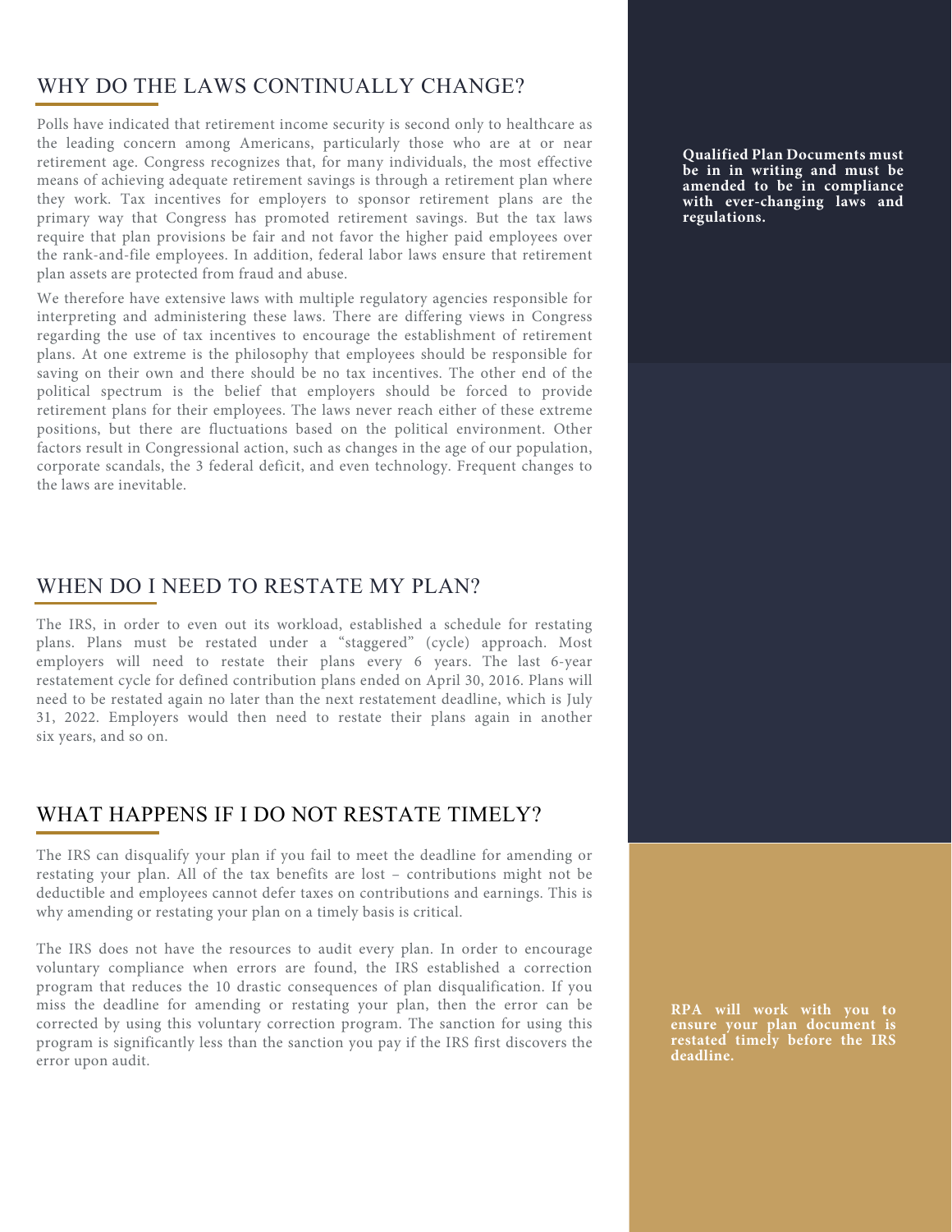## WHY DO THE LAWS CONTINUALLY CHANGE?

Polls have indicated that retirement income security is second only to healthcare as the leading concern among Americans, particularly those who are at or near retirement age. Congress recognizes that, for many individuals, the most effective means of achieving adequate retirement savings is through a retirement plan where they work. Tax incentives for employers to sponsor retirement plans are the primary way that Congress has promoted retirement savings. But the tax laws require that plan provisions be fair and not favor the higher paid employees over the rank-and-file employees. In addition, federal labor laws ensure that retirement plan assets are protected from fraud and abuse.

We therefore have extensive laws with multiple regulatory agencies responsible for interpreting and administering these laws. There are differing views in Congress regarding the use of tax incentives to encourage the establishment of retirement plans. At one extreme is the philosophy that employees should be responsible for saving on their own and there should be no tax incentives. The other end of the political spectrum is the belief that employers should be forced to provide retirement plans for their employees. The laws never reach either of these extreme positions, but there are fluctuations based on the political environment. Other factors result in Congressional action, such as changes in the age of our population, corporate scandals, the 3 federal deficit, and even technology. Frequent changes to the laws are inevitable.

**Qualified Plan Documents must be in in writing and must be amended to be in compliance with ever-changing laws and regulations.**

## WHEN DO I NEED TO RESTATE MY PLAN?

The IRS, in order to even out its workload, established a schedule for restating plans. Plans must be restated under a "staggered" (cycle) approach. Most employers will need to restate their plans every 6 years. The last 6-year restatement cycle for defined contribution plans ended on April 30, 2016. Plans will need to be restated again no later than the next restatement deadline, which is July 31, 2022. Employers would then need to restate their plans again in another six years, and so on.

## WHAT HAPPENS IF I DO NOT RESTATE TIMELY?

The IRS can disqualify your plan if you fail to meet the deadline for amending or restating your plan. All of the tax benefits are lost – contributions might not be deductible and employees cannot defer taxes on contributions and earnings. This is why amending or restating your plan on a timely basis is critical.

The IRS does not have the resources to audit every plan. In order to encourage voluntary compliance when errors are found, the IRS established a correction program that reduces the 10 drastic consequences of plan disqualification. If you miss the deadline for amending or restating your plan, then the error can be corrected by using this voluntary correction program. The sanction for using this program is significantly less than the sanction you pay if the IRS first discovers the error upon audit.

**RPA will work with you to ensure your plan document is restated timely before the IRS deadline.**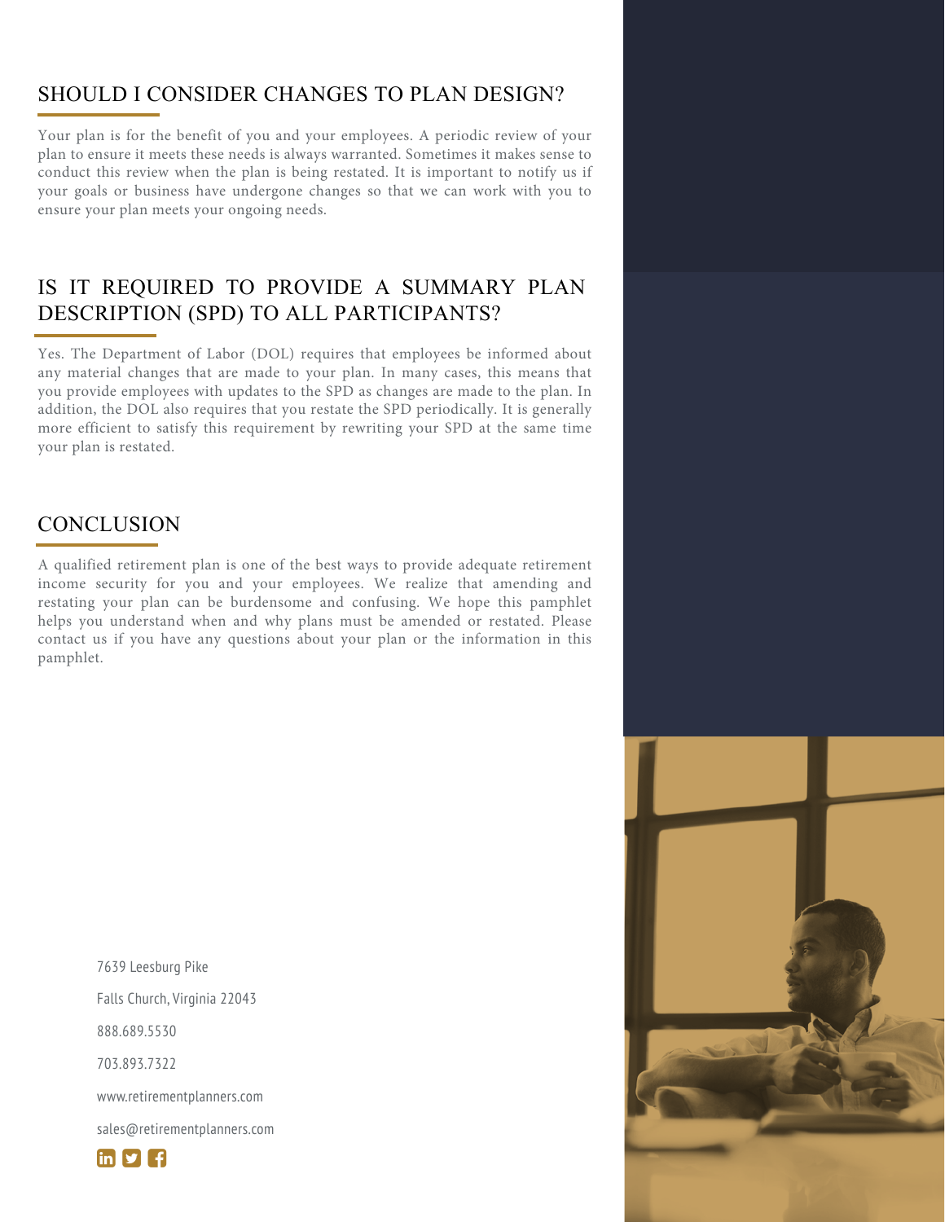## SHOULD I CONSIDER CHANGES TO PLAN DESIGN?

Your plan is for the benefit of you and your employees. A periodic review of your plan to ensure it meets these needs is always warranted. Sometimes it makes sense to conduct this review when the plan is being restated. It is important to notify us if your goals or business have undergone changes so that we can work with you to ensure your plan meets your ongoing needs.

## IS IT REQUIRED TO PROVIDE A SUMMARY PLAN DESCRIPTION (SPD) TO ALL PARTICIPANTS?

Yes. The Department of Labor (DOL) requires that employees be informed about any material changes that are made to your plan. In many cases, this means that you provide employees with updates to the SPD as changes are made to the plan. In addition, the DOL also requires that you restate the SPD periodically. It is generally more efficient to satisfy this requirement by rewriting your SPD at the same time your plan is restated.

## CONCLUSION

A qualified retirement plan is one of the best ways to provide adequate retirement income security for you and your employees. We realize that amending and restating your plan can be burdensome and confusing. We hope this pamphlet helps you understand when and why plans must be amended or restated. Please contact us if you have any questions about your plan or the information in this pamphlet.

7639 Leesburg Pike

Falls Church, Virginia 22043

888.689.5530

703.893.7322

www.retirementplanners.com

sales@retirementplanners.com